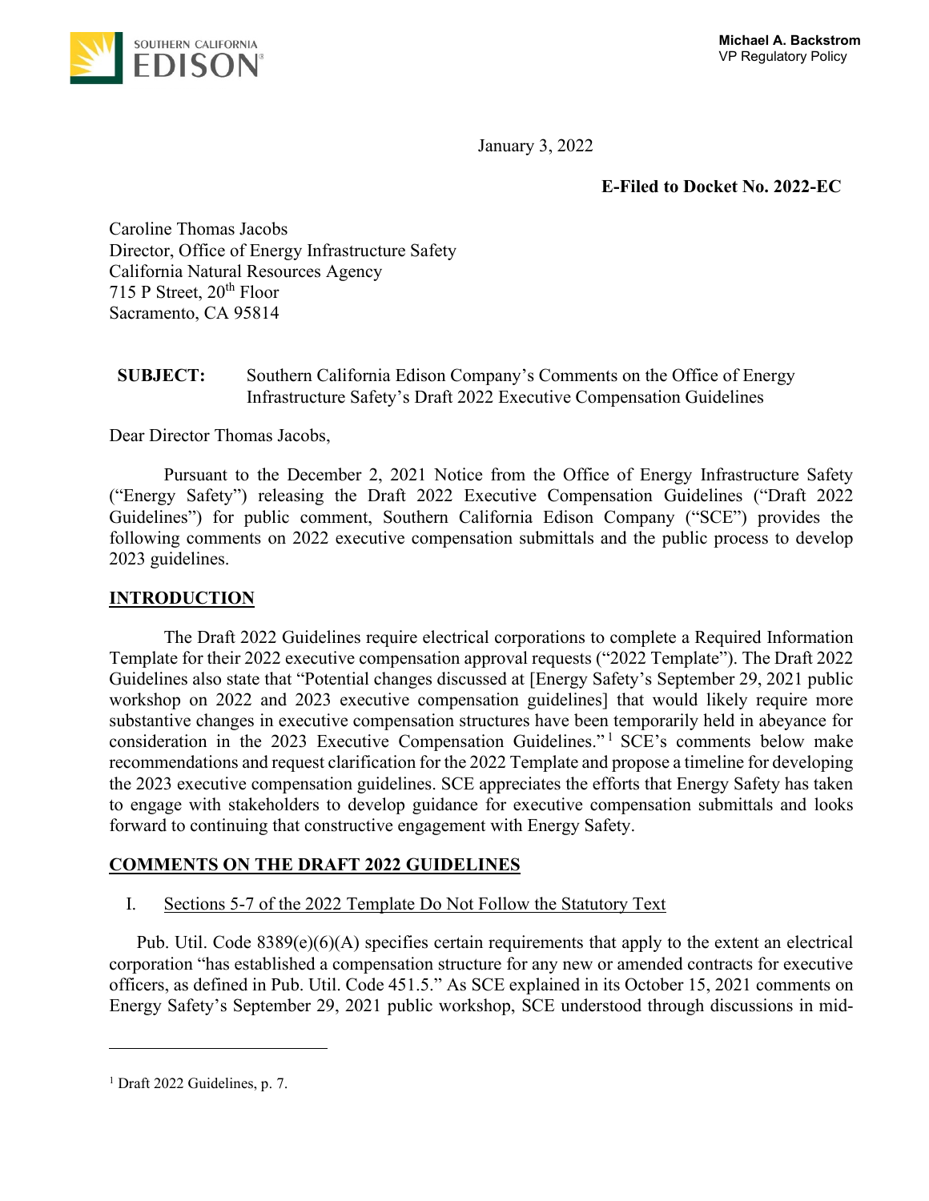SOUTHERN CALIFORNIA EDISON

**Michael A. Backstrom**
VP Regulatory Policy

January 3, 2022

**E-Filed to Docket No. 2022-EC**

Caroline Thomas Jacobs
Director, Office of Energy Infrastructure Safety
California Natural Resources Agency
715 P Street, 20th Floor
Sacramento, CA 95814

**SUBJECT:** Southern California Edison Company's Comments on the Office of Energy Infrastructure Safety's Draft 2022 Executive Compensation Guidelines

Dear Director Thomas Jacobs,

Pursuant to the December 2, 2021 Notice from the Office of Energy Infrastructure Safety ("Energy Safety") releasing the Draft 2022 Executive Compensation Guidelines ("Draft 2022 Guidelines") for public comment, Southern California Edison Company ("SCE") provides the following comments on 2022 executive compensation submittals and the public process to develop 2023 guidelines.

## INTRODUCTION

The Draft 2022 Guidelines require electrical corporations to complete a Required Information Template for their 2022 executive compensation approval requests ("2022 Template"). The Draft 2022 Guidelines also state that "Potential changes discussed at [Energy Safety's September 29, 2021 public workshop on 2022 and 2023 executive compensation guidelines] that would likely require more substantive changes in executive compensation structures have been temporarily held in abeyance for consideration in the 2023 Executive Compensation Guidelines."[1] SCE's comments below make recommendations and request clarification for the 2022 Template and propose a timeline for developing the 2023 executive compensation guidelines. SCE appreciates the efforts that Energy Safety has taken to engage with stakeholders to develop guidance for executive compensation submittals and looks forward to continuing that constructive engagement with Energy Safety.

## COMMENTS ON THE DRAFT 2022 GUIDELINES

I. Sections 5-7 of the 2022 Template Do Not Follow the Statutory Text

Pub. Util. Code 8389(e)(6)(A) specifies certain requirements that apply to the extent an electrical corporation "has established a compensation structure for any new or amended contracts for executive officers, as defined in Pub. Util. Code 451.5." As SCE explained in its October 15, 2021 comments on Energy Safety's September 29, 2021 public workshop, SCE understood through discussions in mid-

[1] Draft 2022 Guidelines, p. 7.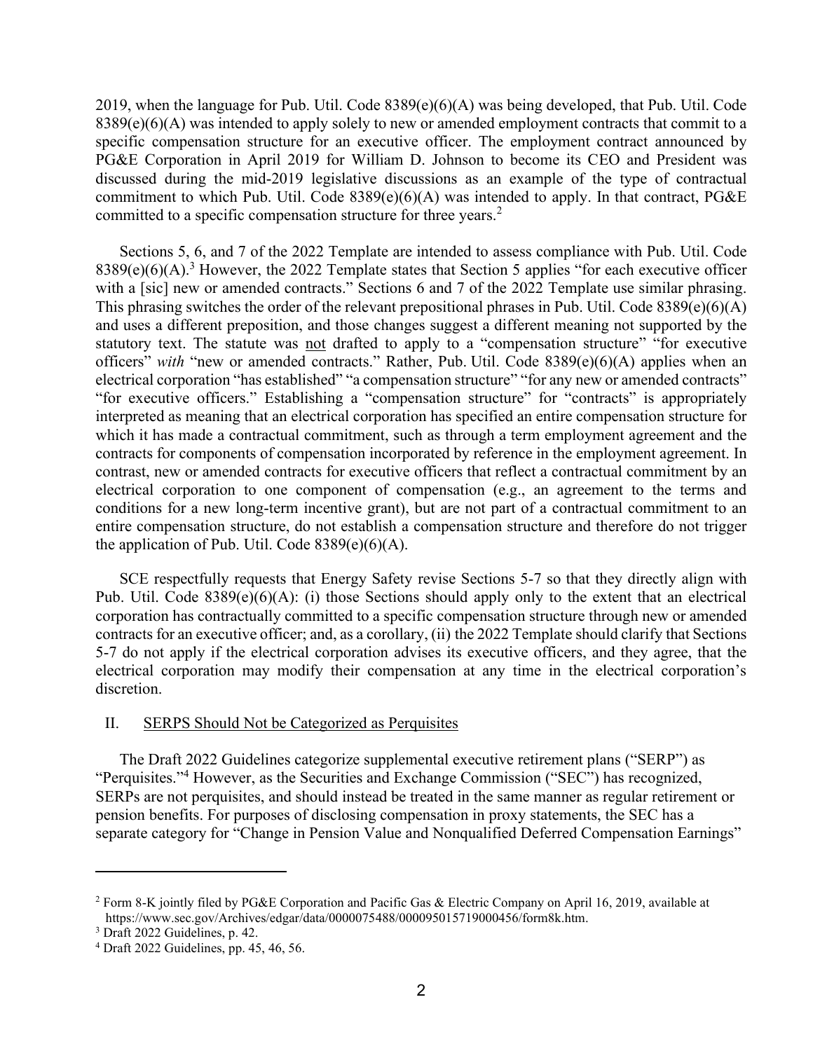2019, when the language for Pub. Util. Code 8389(e)(6)(A) was being developed, that Pub. Util. Code 8389(e)(6)(A) was intended to apply solely to new or amended employment contracts that commit to a specific compensation structure for an executive officer. The employment contract announced by PG&E Corporation in April 2019 for William D. Johnson to become its CEO and President was discussed during the mid-2019 legislative discussions as an example of the type of contractual commitment to which Pub. Util. Code 8389(e)(6)(A) was intended to apply. In that contract, PG&E committed to a specific compensation structure for three years.[2]

Sections 5, 6, and 7 of the 2022 Template are intended to assess compliance with Pub. Util. Code 8389(e)(6)(A).[3] However, the 2022 Template states that Section 5 applies "for each executive officer with a [sic] new or amended contracts." Sections 6 and 7 of the 2022 Template use similar phrasing. This phrasing switches the order of the relevant prepositional phrases in Pub. Util. Code 8389(e)(6)(A) and uses a different preposition, and those changes suggest a different meaning not supported by the statutory text. The statute was <u>not</u> drafted to apply to a "compensation structure" "for executive officers" *with* "new or amended contracts." Rather, Pub. Util. Code 8389(e)(6)(A) applies when an electrical corporation "has established" "a compensation structure" "for any new or amended contracts" "for executive officers." Establishing a "compensation structure" for "contracts" is appropriately interpreted as meaning that an electrical corporation has specified an entire compensation structure for which it has made a contractual commitment, such as through a term employment agreement and the contracts for components of compensation incorporated by reference in the employment agreement. In contrast, new or amended contracts for executive officers that reflect a contractual commitment by an electrical corporation to one component of compensation (e.g., an agreement to the terms and conditions for a new long-term incentive grant), but are not part of a contractual commitment to an entire compensation structure, do not establish a compensation structure and therefore do not trigger the application of Pub. Util. Code 8389(e)(6)(A).

SCE respectfully requests that Energy Safety revise Sections 5-7 so that they directly align with Pub. Util. Code 8389(e)(6)(A): (i) those Sections should apply only to the extent that an electrical corporation has contractually committed to a specific compensation structure through new or amended contracts for an executive officer; and, as a corollary, (ii) the 2022 Template should clarify that Sections 5-7 do not apply if the electrical corporation advises its executive officers, and they agree, that the electrical corporation may modify their compensation at any time in the electrical corporation's discretion.

## II. <u>SERPS Should Not be Categorized as Perquisites</u>

The Draft 2022 Guidelines categorize supplemental executive retirement plans ("SERP") as "Perquisites."[4] However, as the Securities and Exchange Commission ("SEC") has recognized, SERPs are not perquisites, and should instead be treated in the same manner as regular retirement or pension benefits. For purposes of disclosing compensation in proxy statements, the SEC has a separate category for "Change in Pension Value and Nonqualified Deferred Compensation Earnings"

---

[2] Form 8-K jointly filed by PG&E Corporation and Pacific Gas & Electric Company on April 16, 2019, available at https://www.sec.gov/Archives/edgar/data/0000075488/000095015719000456/form8k.htm.

[3] Draft 2022 Guidelines, p. 42.

[4] Draft 2022 Guidelines, pp. 45, 46, 56.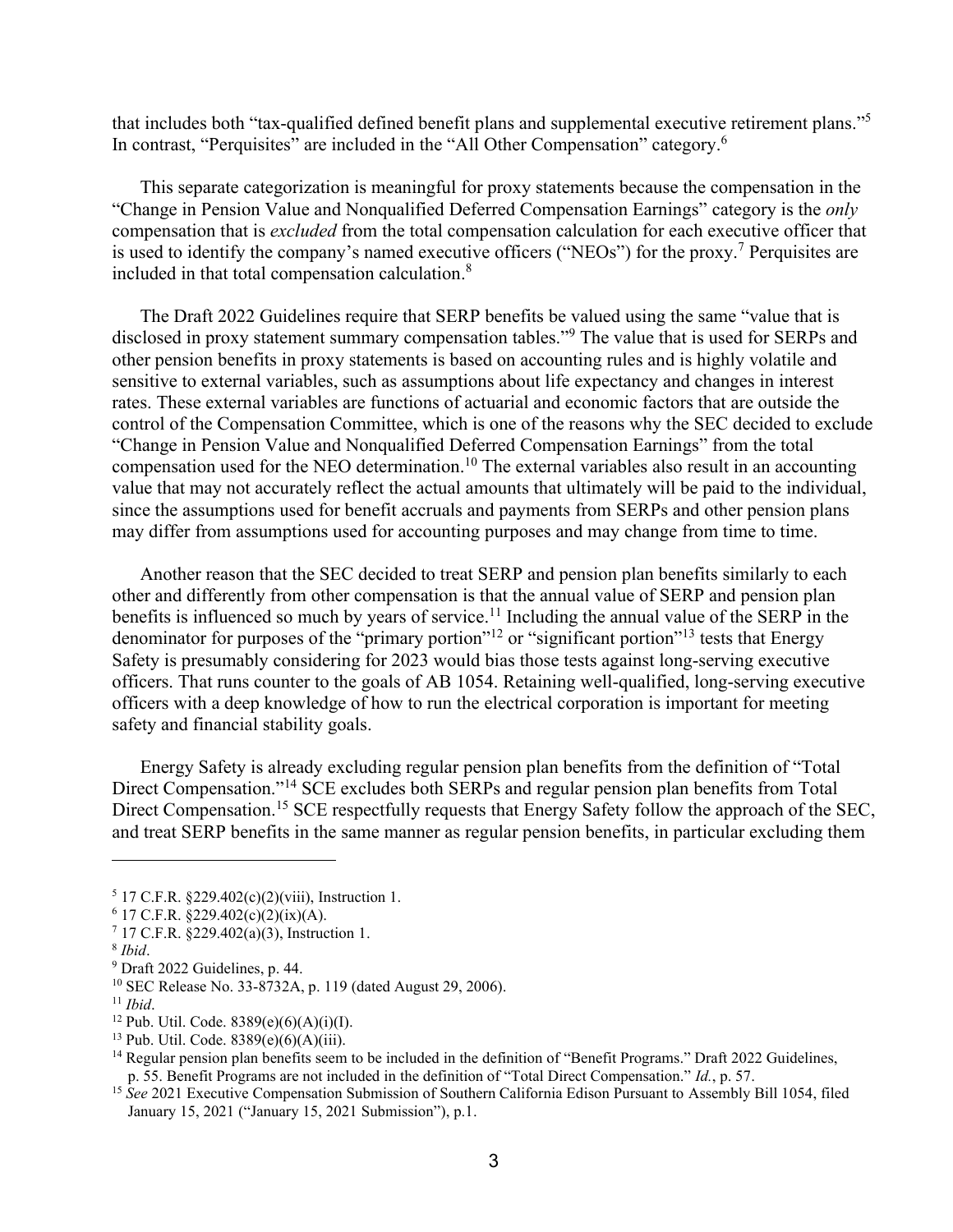that includes both "tax-qualified defined benefit plans and supplemental executive retirement plans."[5] In contrast, "Perquisites" are included in the "All Other Compensation" category.[6]

This separate categorization is meaningful for proxy statements because the compensation in the "Change in Pension Value and Nonqualified Deferred Compensation Earnings" category is the *only* compensation that is *excluded* from the total compensation calculation for each executive officer that is used to identify the company's named executive officers ("NEOs") for the proxy.[7] Perquisites are included in that total compensation calculation.[8]

The Draft 2022 Guidelines require that SERP benefits be valued using the same "value that is disclosed in proxy statement summary compensation tables."[9] The value that is used for SERPs and other pension benefits in proxy statements is based on accounting rules and is highly volatile and sensitive to external variables, such as assumptions about life expectancy and changes in interest rates. These external variables are functions of actuarial and economic factors that are outside the control of the Compensation Committee, which is one of the reasons why the SEC decided to exclude "Change in Pension Value and Nonqualified Deferred Compensation Earnings" from the total compensation used for the NEO determination.[10] The external variables also result in an accounting value that may not accurately reflect the actual amounts that ultimately will be paid to the individual, since the assumptions used for benefit accruals and payments from SERPs and other pension plans may differ from assumptions used for accounting purposes and may change from time to time.

Another reason that the SEC decided to treat SERP and pension plan benefits similarly to each other and differently from other compensation is that the annual value of SERP and pension plan benefits is influenced so much by years of service.[11] Including the annual value of the SERP in the denominator for purposes of the "primary portion"[12] or "significant portion"[13] tests that Energy Safety is presumably considering for 2023 would bias those tests against long-serving executive officers. That runs counter to the goals of AB 1054. Retaining well-qualified, long-serving executive officers with a deep knowledge of how to run the electrical corporation is important for meeting safety and financial stability goals.

Energy Safety is already excluding regular pension plan benefits from the definition of "Total Direct Compensation."[14] SCE excludes both SERPs and regular pension plan benefits from Total Direct Compensation.[15] SCE respectfully requests that Energy Safety follow the approach of the SEC, and treat SERP benefits in the same manner as regular pension benefits, in particular excluding them

---

[5] 17 C.F.R. §229.402(c)(2)(viii), Instruction 1.

[6] 17 C.F.R. §229.402(c)(2)(ix)(A).

[7] 17 C.F.R. §229.402(a)(3), Instruction 1.

[8] *Ibid*.

[9] Draft 2022 Guidelines, p. 44.

[10] SEC Release No. 33-8732A, p. 119 (dated August 29, 2006).

[11] *Ibid*.

[12] Pub. Util. Code. 8389(e)(6)(A)(i)(I).

[13] Pub. Util. Code. 8389(e)(6)(A)(iii).

[14] Regular pension plan benefits seem to be included in the definition of "Benefit Programs." Draft 2022 Guidelines, p. 55. Benefit Programs are not included in the definition of "Total Direct Compensation." *Id.*, p. 57.

[15] *See* 2021 Executive Compensation Submission of Southern California Edison Pursuant to Assembly Bill 1054, filed January 15, 2021 ("January 15, 2021 Submission"), p.1.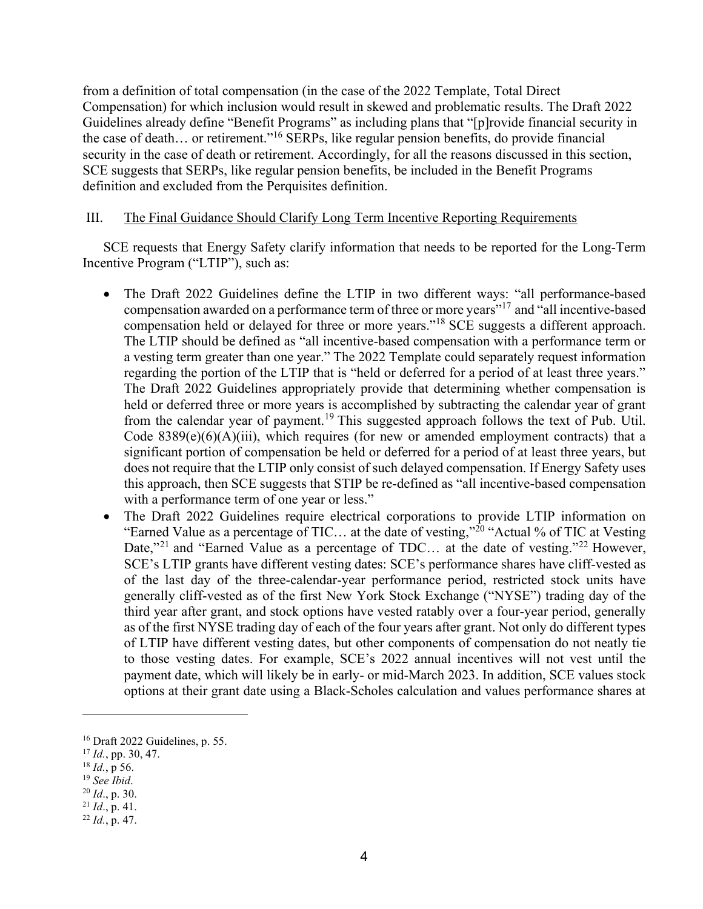from a definition of total compensation (in the case of the 2022 Template, Total Direct Compensation) for which inclusion would result in skewed and problematic results. The Draft 2022 Guidelines already define "Benefit Programs" as including plans that "[p]rovide financial security in the case of death… or retirement."[16] SERPs, like regular pension benefits, do provide financial security in the case of death or retirement. Accordingly, for all the reasons discussed in this section, SCE suggests that SERPs, like regular pension benefits, be included in the Benefit Programs definition and excluded from the Perquisites definition.

## III. The Final Guidance Should Clarify Long Term Incentive Reporting Requirements

SCE requests that Energy Safety clarify information that needs to be reported for the Long-Term Incentive Program ("LTIP"), such as:

- The Draft 2022 Guidelines define the LTIP in two different ways: "all performance-based compensation awarded on a performance term of three or more years"[17] and "all incentive-based compensation held or delayed for three or more years."[18] SCE suggests a different approach. The LTIP should be defined as "all incentive-based compensation with a performance term or a vesting term greater than one year." The 2022 Template could separately request information regarding the portion of the LTIP that is "held or deferred for a period of at least three years." The Draft 2022 Guidelines appropriately provide that determining whether compensation is held or deferred three or more years is accomplished by subtracting the calendar year of grant from the calendar year of payment.[19] This suggested approach follows the text of Pub. Util. Code 8389(e)(6)(A)(iii), which requires (for new or amended employment contracts) that a significant portion of compensation be held or deferred for a period of at least three years, but does not require that the LTIP only consist of such delayed compensation. If Energy Safety uses this approach, then SCE suggests that STIP be re-defined as "all incentive-based compensation with a performance term of one year or less."
- The Draft 2022 Guidelines require electrical corporations to provide LTIP information on "Earned Value as a percentage of TIC… at the date of vesting,"[20] "Actual % of TIC at Vesting Date,"[21] and "Earned Value as a percentage of TDC… at the date of vesting."[22] However, SCE's LTIP grants have different vesting dates: SCE's performance shares have cliff-vested as of the last day of the three-calendar-year performance period, restricted stock units have generally cliff-vested as of the first New York Stock Exchange ("NYSE") trading day of the third year after grant, and stock options have vested ratably over a four-year period, generally as of the first NYSE trading day of each of the four years after grant. Not only do different types of LTIP have different vesting dates, but other components of compensation do not neatly tie to those vesting dates. For example, SCE's 2022 annual incentives will not vest until the payment date, which will likely be in early- or mid-March 2023. In addition, SCE values stock options at their grant date using a Black-Scholes calculation and values performance shares at

---

[16] Draft 2022 Guidelines, p. 55.

[17] *Id.*, pp. 30, 47.

[18] *Id.*, p 56.

[19] *See Ibid*.

[20] *Id*., p. 30.

[21] *Id*., p. 41.

[22] *Id*., p. 47.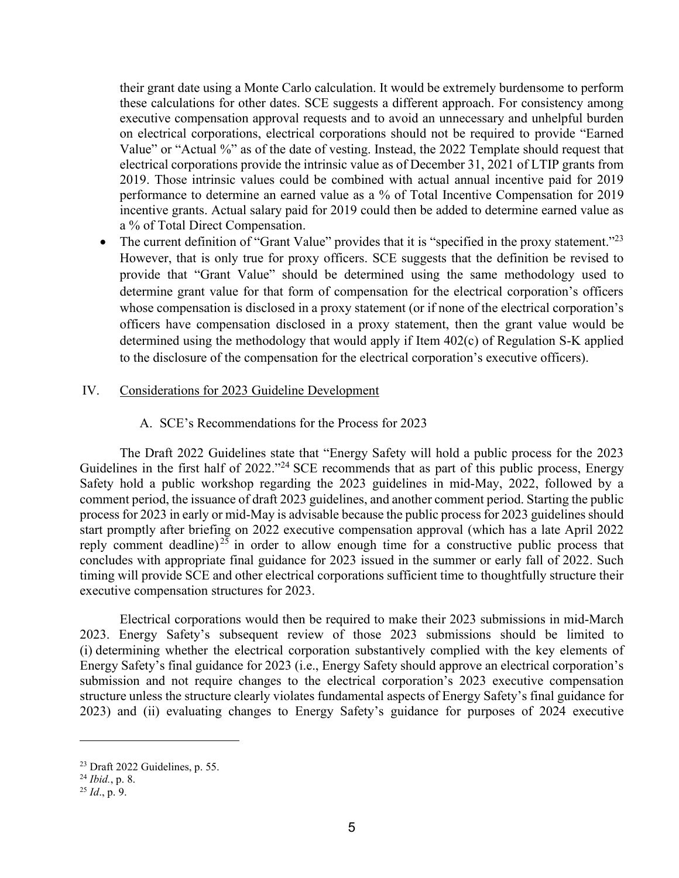their grant date using a Monte Carlo calculation. It would be extremely burdensome to perform these calculations for other dates. SCE suggests a different approach. For consistency among executive compensation approval requests and to avoid an unnecessary and unhelpful burden on electrical corporations, electrical corporations should not be required to provide "Earned Value" or "Actual %" as of the date of vesting. Instead, the 2022 Template should request that electrical corporations provide the intrinsic value as of December 31, 2021 of LTIP grants from 2019. Those intrinsic values could be combined with actual annual incentive paid for 2019 performance to determine an earned value as a % of Total Incentive Compensation for 2019 incentive grants. Actual salary paid for 2019 could then be added to determine earned value as a % of Total Direct Compensation.

- The current definition of "Grant Value" provides that it is "specified in the proxy statement."[23] However, that is only true for proxy officers. SCE suggests that the definition be revised to provide that "Grant Value" should be determined using the same methodology used to determine grant value for that form of compensation for the electrical corporation's officers whose compensation is disclosed in a proxy statement (or if none of the electrical corporation's officers have compensation disclosed in a proxy statement, then the grant value would be determined using the methodology that would apply if Item 402(c) of Regulation S-K applied to the disclosure of the compensation for the electrical corporation's executive officers).

## IV. Considerations for 2023 Guideline Development

### A. SCE's Recommendations for the Process for 2023

The Draft 2022 Guidelines state that "Energy Safety will hold a public process for the 2023 Guidelines in the first half of 2022."[24] SCE recommends that as part of this public process, Energy Safety hold a public workshop regarding the 2023 guidelines in mid-May, 2022, followed by a comment period, the issuance of draft 2023 guidelines, and another comment period. Starting the public process for 2023 in early or mid-May is advisable because the public process for 2023 guidelines should start promptly after briefing on 2022 executive compensation approval (which has a late April 2022 reply comment deadline)[25] in order to allow enough time for a constructive public process that concludes with appropriate final guidance for 2023 issued in the summer or early fall of 2022. Such timing will provide SCE and other electrical corporations sufficient time to thoughtfully structure their executive compensation structures for 2023.

Electrical corporations would then be required to make their 2023 submissions in mid-March 2023. Energy Safety's subsequent review of those 2023 submissions should be limited to (i) determining whether the electrical corporation substantively complied with the key elements of Energy Safety's final guidance for 2023 (i.e., Energy Safety should approve an electrical corporation's submission and not require changes to the electrical corporation's 2023 executive compensation structure unless the structure clearly violates fundamental aspects of Energy Safety's final guidance for 2023) and (ii) evaluating changes to Energy Safety's guidance for purposes of 2024 executive

---

[23] Draft 2022 Guidelines, p. 55.

[24] *Ibid.*, p. 8.

[25] *Id*., p. 9.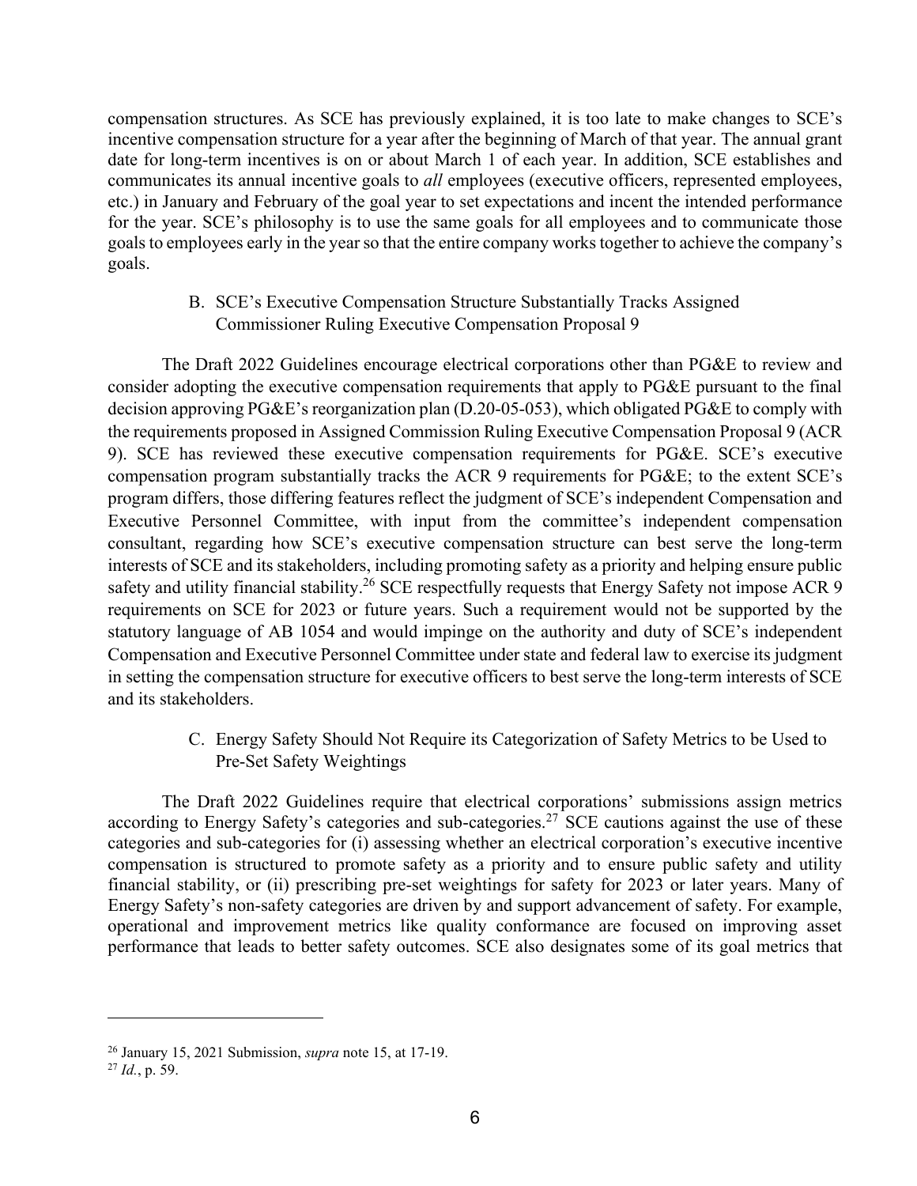compensation structures. As SCE has previously explained, it is too late to make changes to SCE's incentive compensation structure for a year after the beginning of March of that year. The annual grant date for long-term incentives is on or about March 1 of each year. In addition, SCE establishes and communicates its annual incentive goals to *all* employees (executive officers, represented employees, etc.) in January and February of the goal year to set expectations and incent the intended performance for the year. SCE's philosophy is to use the same goals for all employees and to communicate those goals to employees early in the year so that the entire company works together to achieve the company's goals.

### B. SCE's Executive Compensation Structure Substantially Tracks Assigned Commissioner Ruling Executive Compensation Proposal 9

The Draft 2022 Guidelines encourage electrical corporations other than PG&E to review and consider adopting the executive compensation requirements that apply to PG&E pursuant to the final decision approving PG&E's reorganization plan (D.20-05-053), which obligated PG&E to comply with the requirements proposed in Assigned Commission Ruling Executive Compensation Proposal 9 (ACR 9). SCE has reviewed these executive compensation requirements for PG&E. SCE's executive compensation program substantially tracks the ACR 9 requirements for PG&E; to the extent SCE's program differs, those differing features reflect the judgment of SCE's independent Compensation and Executive Personnel Committee, with input from the committee's independent compensation consultant, regarding how SCE's executive compensation structure can best serve the long-term interests of SCE and its stakeholders, including promoting safety as a priority and helping ensure public safety and utility financial stability.[26] SCE respectfully requests that Energy Safety not impose ACR 9 requirements on SCE for 2023 or future years. Such a requirement would not be supported by the statutory language of AB 1054 and would impinge on the authority and duty of SCE's independent Compensation and Executive Personnel Committee under state and federal law to exercise its judgment in setting the compensation structure for executive officers to best serve the long-term interests of SCE and its stakeholders.

### C. Energy Safety Should Not Require its Categorization of Safety Metrics to be Used to Pre-Set Safety Weightings

The Draft 2022 Guidelines require that electrical corporations' submissions assign metrics according to Energy Safety's categories and sub-categories.[27] SCE cautions against the use of these categories and sub-categories for (i) assessing whether an electrical corporation's executive incentive compensation is structured to promote safety as a priority and to ensure public safety and utility financial stability, or (ii) prescribing pre-set weightings for safety for 2023 or later years. Many of Energy Safety's non-safety categories are driven by and support advancement of safety. For example, operational and improvement metrics like quality conformance are focused on improving asset performance that leads to better safety outcomes. SCE also designates some of its goal metrics that

---

[26] January 15, 2021 Submission, *supra* note 15, at 17-19.

[27] *Id.*, p. 59.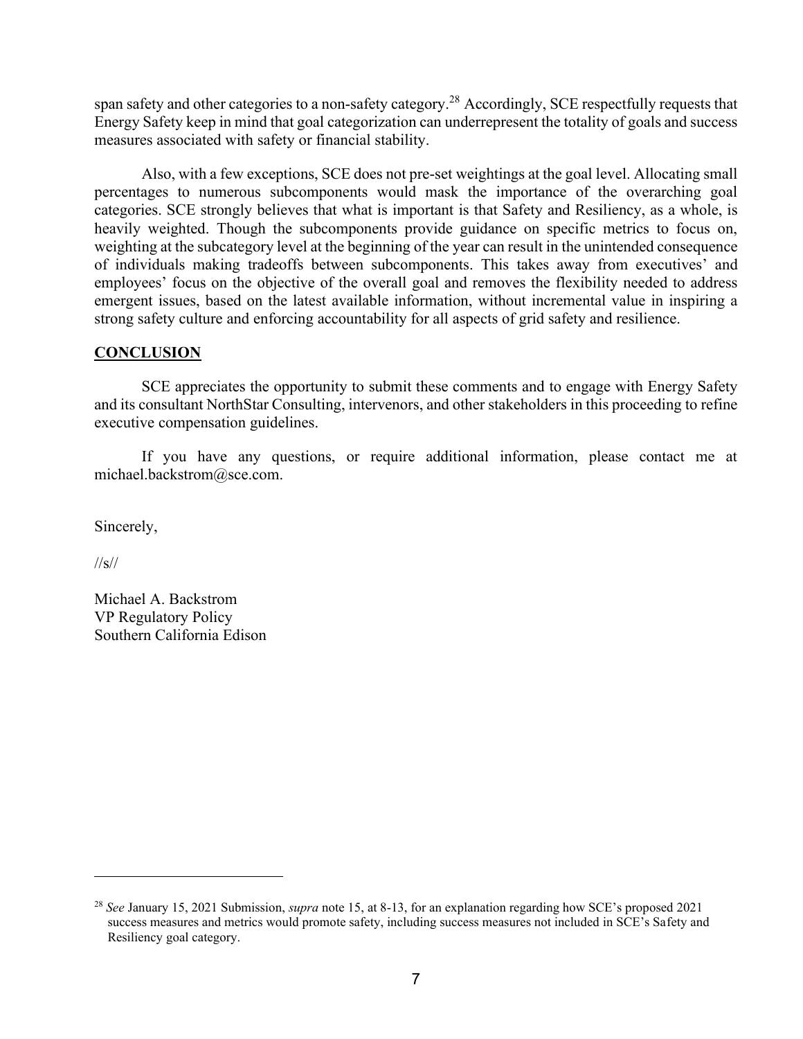span safety and other categories to a non-safety category.[28] Accordingly, SCE respectfully requests that Energy Safety keep in mind that goal categorization can underrepresent the totality of goals and success measures associated with safety or financial stability.

Also, with a few exceptions, SCE does not pre-set weightings at the goal level. Allocating small percentages to numerous subcomponents would mask the importance of the overarching goal categories. SCE strongly believes that what is important is that Safety and Resiliency, as a whole, is heavily weighted. Though the subcomponents provide guidance on specific metrics to focus on, weighting at the subcategory level at the beginning of the year can result in the unintended consequence of individuals making tradeoffs between subcomponents. This takes away from executives' and employees' focus on the objective of the overall goal and removes the flexibility needed to address emergent issues, based on the latest available information, without incremental value in inspiring a strong safety culture and enforcing accountability for all aspects of grid safety and resilience.

**CONCLUSION**

SCE appreciates the opportunity to submit these comments and to engage with Energy Safety and its consultant NorthStar Consulting, intervenors, and other stakeholders in this proceeding to refine executive compensation guidelines.

If you have any questions, or require additional information, please contact me at michael.backstrom@sce.com.

Sincerely,

//s//

Michael A. Backstrom
VP Regulatory Policy
Southern California Edison

---

[28] *See* January 15, 2021 Submission, *supra* note 15, at 8-13, for an explanation regarding how SCE's proposed 2021 success measures and metrics would promote safety, including success measures not included in SCE's Safety and Resiliency goal category.